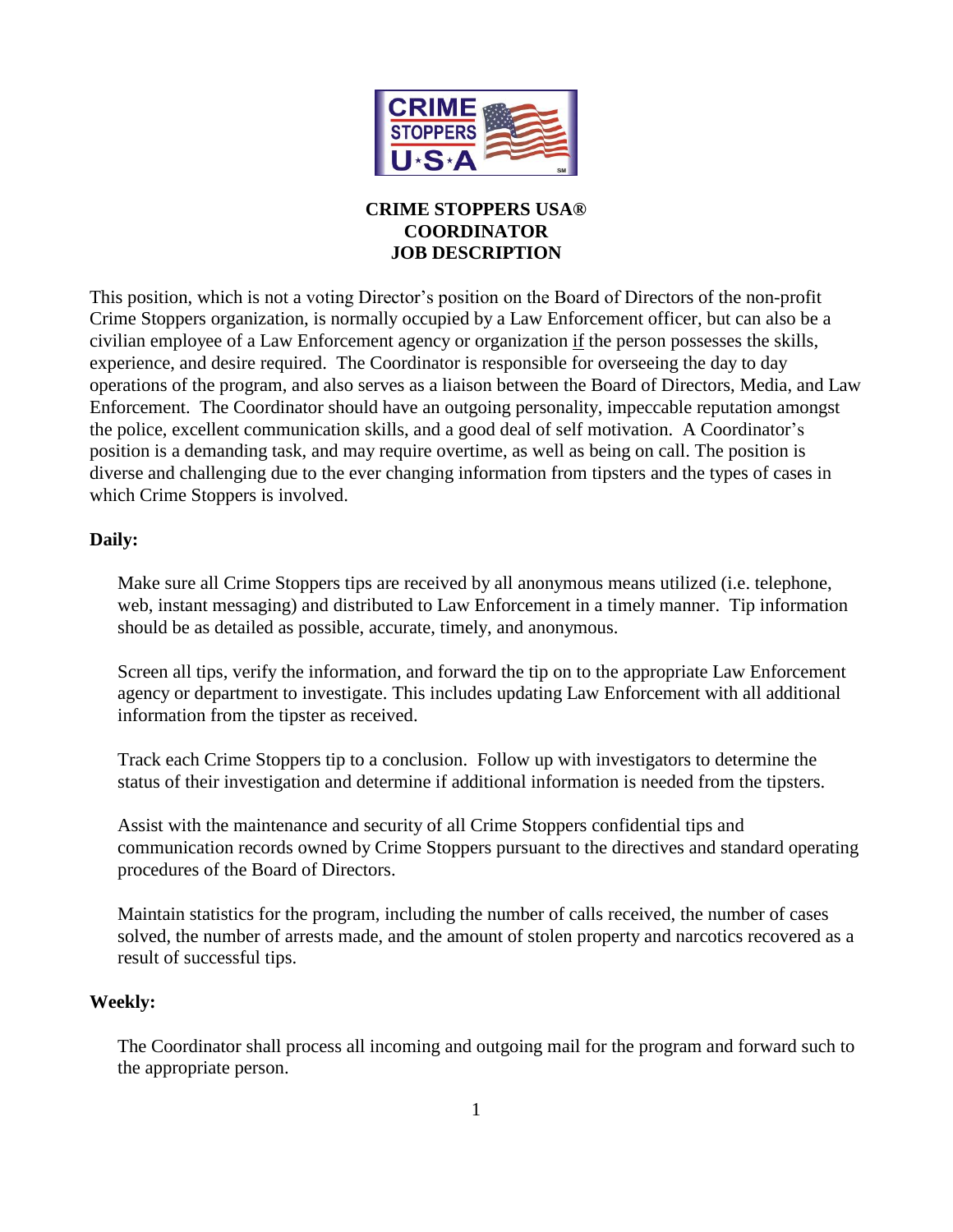# CRIME STOPPERS USA®
# COORDINATOR
# JOB DESCRIPTION

This position, which is not a voting Director's position on the Board of Directors of the non-profit Crime Stoppers organization, is normally occupied by a Law Enforcement officer, but can also be a civilian employee of a Law Enforcement agency or organization <u>if</u> the person possesses the skills, experience, and desire required. The Coordinator is responsible for overseeing the day to day operations of the program, and also serves as a liaison between the Board of Directors, Media, and Law Enforcement. The Coordinator should have an outgoing personality, impeccable reputation amongst the police, excellent communication skills, and a good deal of self motivation. A Coordinator's position is a demanding task, and may require overtime, as well as being on call. The position is diverse and challenging due to the ever changing information from tipsters and the types of cases in which Crime Stoppers is involved.

**Daily:**

Make sure all Crime Stoppers tips are received by all anonymous means utilized (i.e. telephone, web, instant messaging) and distributed to Law Enforcement in a timely manner. Tip information should be as detailed as possible, accurate, timely, and anonymous.

Screen all tips, verify the information, and forward the tip on to the appropriate Law Enforcement agency or department to investigate. This includes updating Law Enforcement with all additional information from the tipster as received.

Track each Crime Stoppers tip to a conclusion. Follow up with investigators to determine the status of their investigation and determine if additional information is needed from the tipsters.

Assist with the maintenance and security of all Crime Stoppers confidential tips and communication records owned by Crime Stoppers pursuant to the directives and standard operating procedures of the Board of Directors.

Maintain statistics for the program, including the number of calls received, the number of cases solved, the number of arrests made, and the amount of stolen property and narcotics recovered as a result of successful tips.

**Weekly:**

The Coordinator shall process all incoming and outgoing mail for the program and forward such to the appropriate person.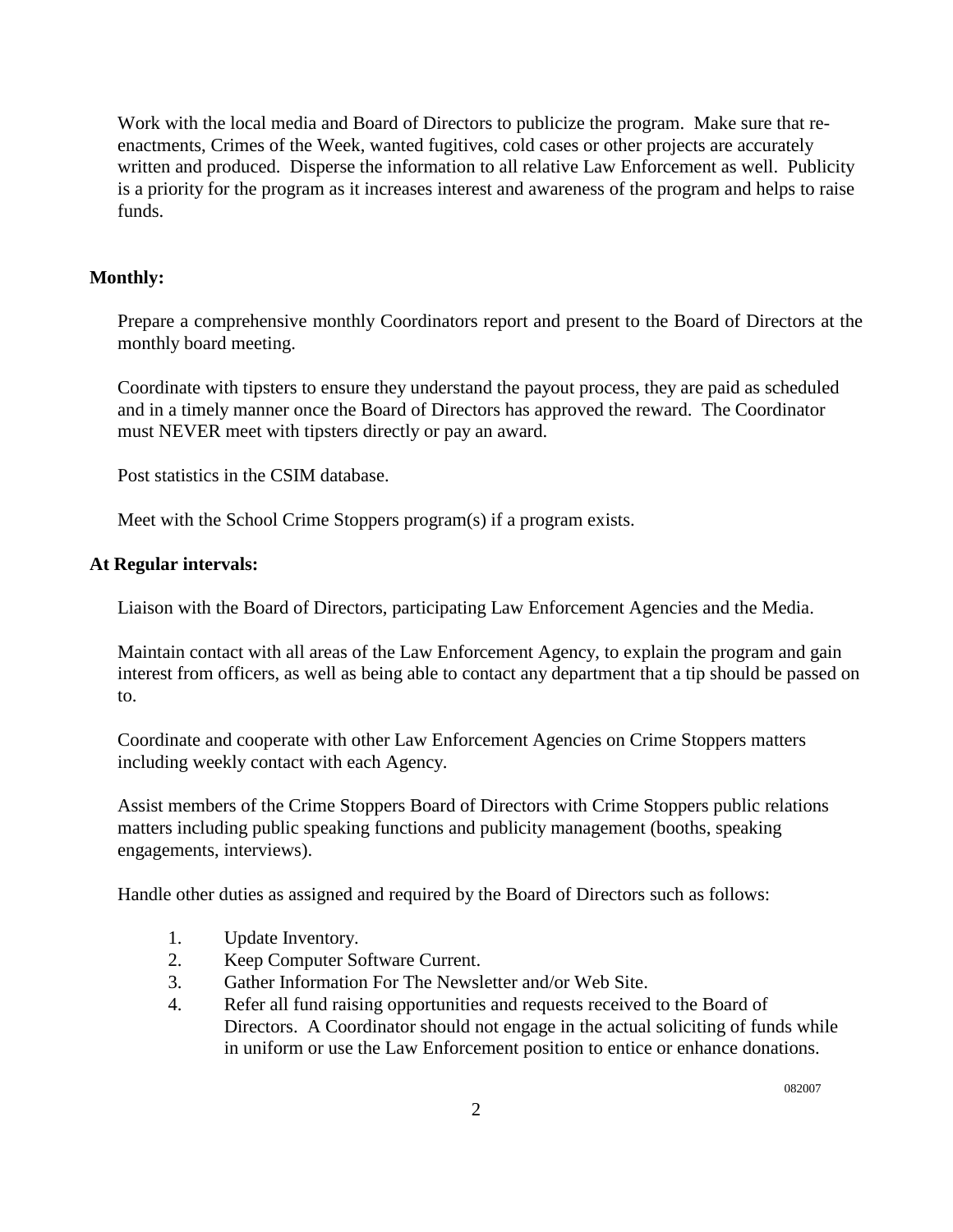Work with the local media and Board of Directors to publicize the program. Make sure that re-enactments, Crimes of the Week, wanted fugitives, cold cases or other projects are accurately written and produced. Disperse the information to all relative Law Enforcement as well. Publicity is a priority for the program as it increases interest and awareness of the program and helps to raise funds.

**Monthly:**

Prepare a comprehensive monthly Coordinators report and present to the Board of Directors at the monthly board meeting.

Coordinate with tipsters to ensure they understand the payout process, they are paid as scheduled and in a timely manner once the Board of Directors has approved the reward. The Coordinator must NEVER meet with tipsters directly or pay an award.

Post statistics in the CSIM database.

Meet with the School Crime Stoppers program(s) if a program exists.

**At Regular intervals:**

Liaison with the Board of Directors, participating Law Enforcement Agencies and the Media.

Maintain contact with all areas of the Law Enforcement Agency, to explain the program and gain interest from officers, as well as being able to contact any department that a tip should be passed on to.

Coordinate and cooperate with other Law Enforcement Agencies on Crime Stoppers matters including weekly contact with each Agency.

Assist members of the Crime Stoppers Board of Directors with Crime Stoppers public relations matters including public speaking functions and publicity management (booths, speaking engagements, interviews).

Handle other duties as assigned and required by the Board of Directors such as follows:

1. Update Inventory.
2. Keep Computer Software Current.
3. Gather Information For The Newsletter and/or Web Site.
4. Refer all fund raising opportunities and requests received to the Board of Directors. A Coordinator should not engage in the actual soliciting of funds while in uniform or use the Law Enforcement position to entice or enhance donations.

082007